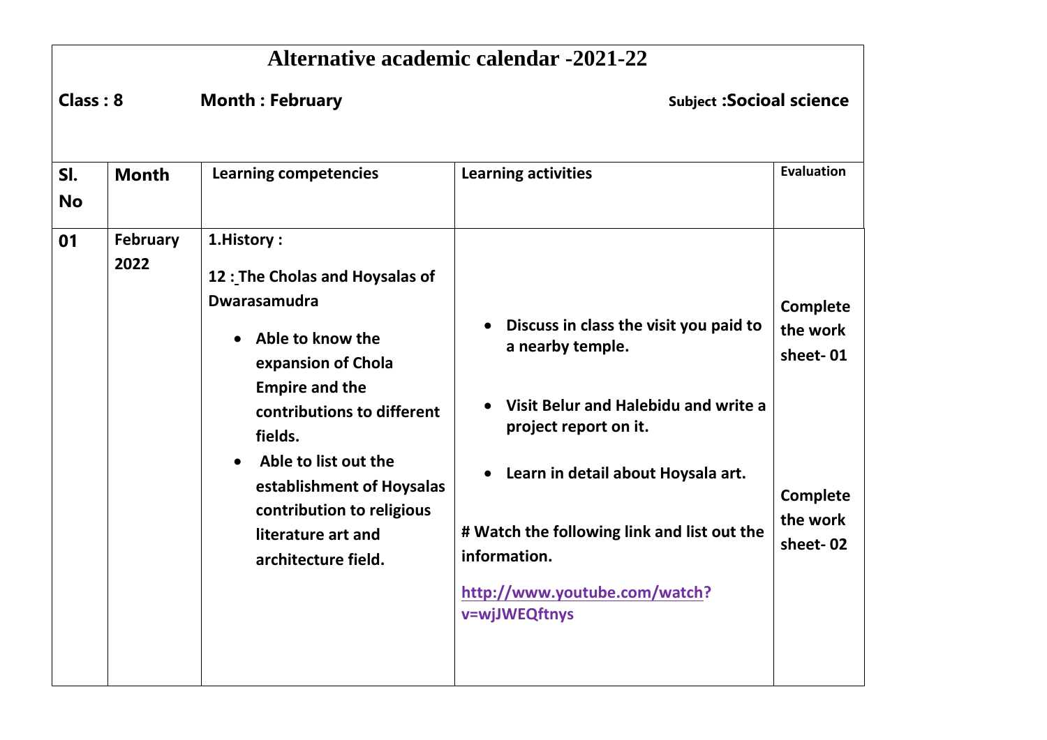# Alternative academic calendar -2021-22

**Class : 8** **Month : February** **Subject :Socioal science**

| Sl. No | Month | Learning competencies | Learning activities | Evaluation |
|---|---|---|---|---|
| 01 | February 2022 | **1.History :**<br><br>**12 : The Cholas and Hoysalas of Dwarasamudra**<br><br>• Able to know the expansion of Chola Empire and the contributions to different fields.<br>• Able to list out the establishment of Hoysalas contribution to religious literature art and architecture field. | • Discuss in class the visit you paid to a nearby temple.<br><br>• Visit Belur and Halebidu and write a project report on it.<br><br>• Learn in detail about Hoysala art.<br><br># Watch the following link and list out the information.<br><br>http://www.youtube.com/watch?v=wjJWEQftnys | Complete the work sheet- 01<br><br>Complete the work sheet- 02 |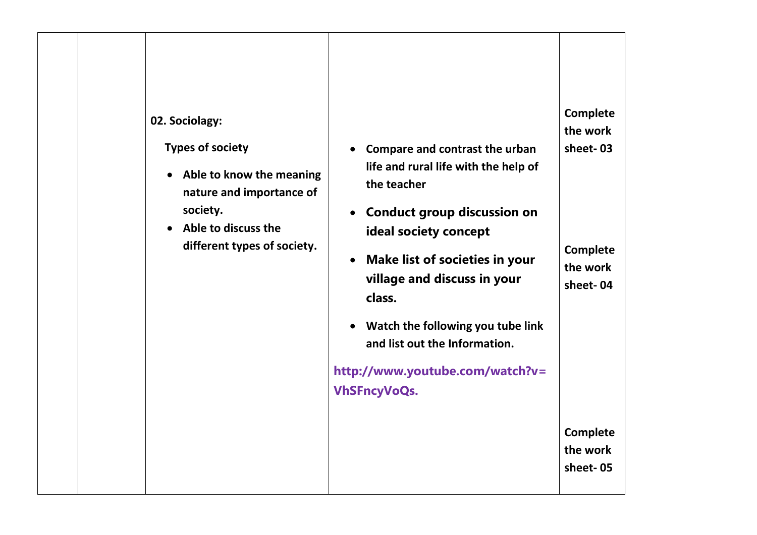| | | | | |
|---|---|---|---|---|
| | | **02. Sociolagy:**<br><br>**Types of society**<br><br>• **Able to know the meaning nature and importance of society.**<br>• **Able to discuss the different types of society.** | • **Compare and contrast the urban life and rural life with the help of the teacher**<br><br>• **Conduct group discussion on ideal society concept**<br><br>• **Make list of societies in your village and discuss in your class.**<br><br>• **Watch the following you tube link and list out the Information.**<br><br>**http://www.youtube.com/watch?v=VhSFncyVoQs.** | **Complete the work sheet- 03**<br><br>**Complete the work sheet- 04**<br><br>**Complete the work sheet- 05** |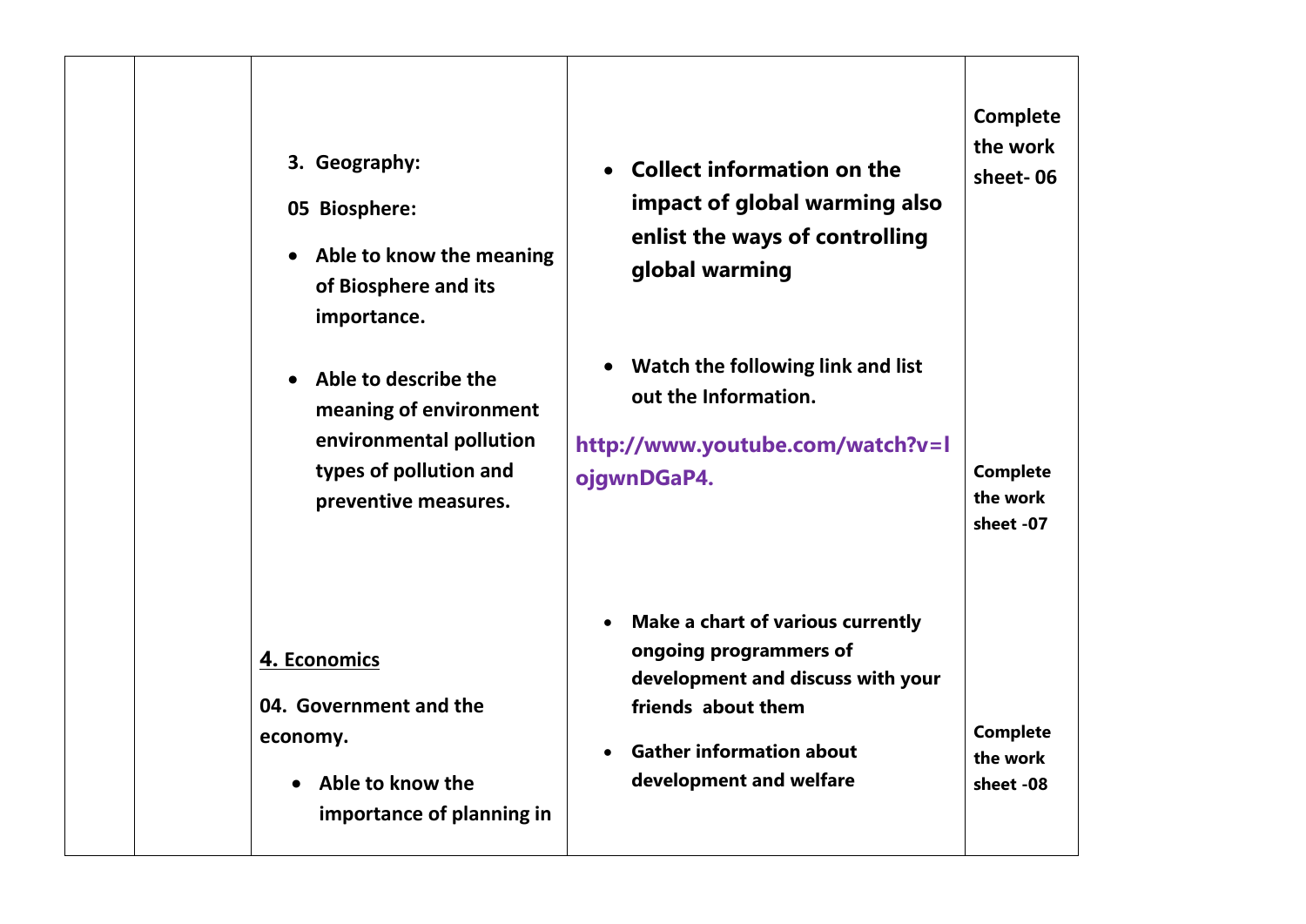| | | | | |
|---|---|---|---|---|
| | | **3. Geography:**<br><br>**05 Biosphere:**<br><br>• **Able to know the meaning of Biosphere and its importance.**<br><br>• **Able to describe the meaning of environment environmental pollution types of pollution and preventive measures.** | • **Collect information on the impact of global warming also enlist the ways of controlling global warming**<br><br>• **Watch the following link and list out the Information.**<br><br>**http://www.youtube.com/watch?v=lojgwnDGaP4.** | **Complete the work sheet- 06**<br><br>**Complete the work sheet -07** |
| | | **4. Economics**<br><br>**04. Government and the economy.**<br><br>• **Able to know the importance of planning in** | • **Make a chart of various currently ongoing programmers of development and discuss with your friends about them**<br><br>• **Gather information about development and welfare** | **Complete the work sheet -08** |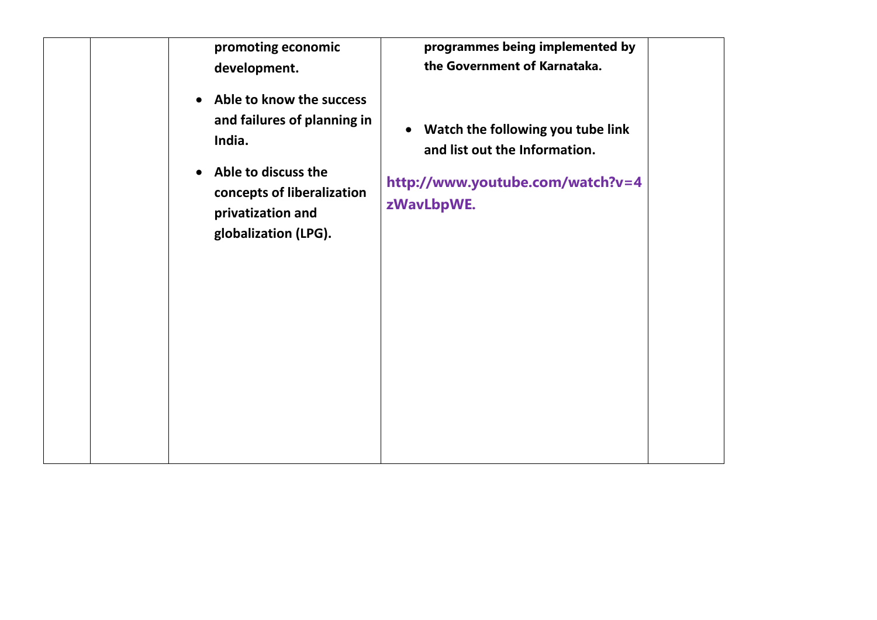|  |  | promoting economic development.<br>• Able to know the success and failures of planning in India.<br>• Able to discuss the concepts of liberalization privatization and globalization (LPG). | programmes being implemented by the Government of Karnataka.<br>• Watch the following you tube link and list out the Information.<br>http://www.youtube.com/watch?v=4zWavLbpWE. |  |
|---|---|---|---|---|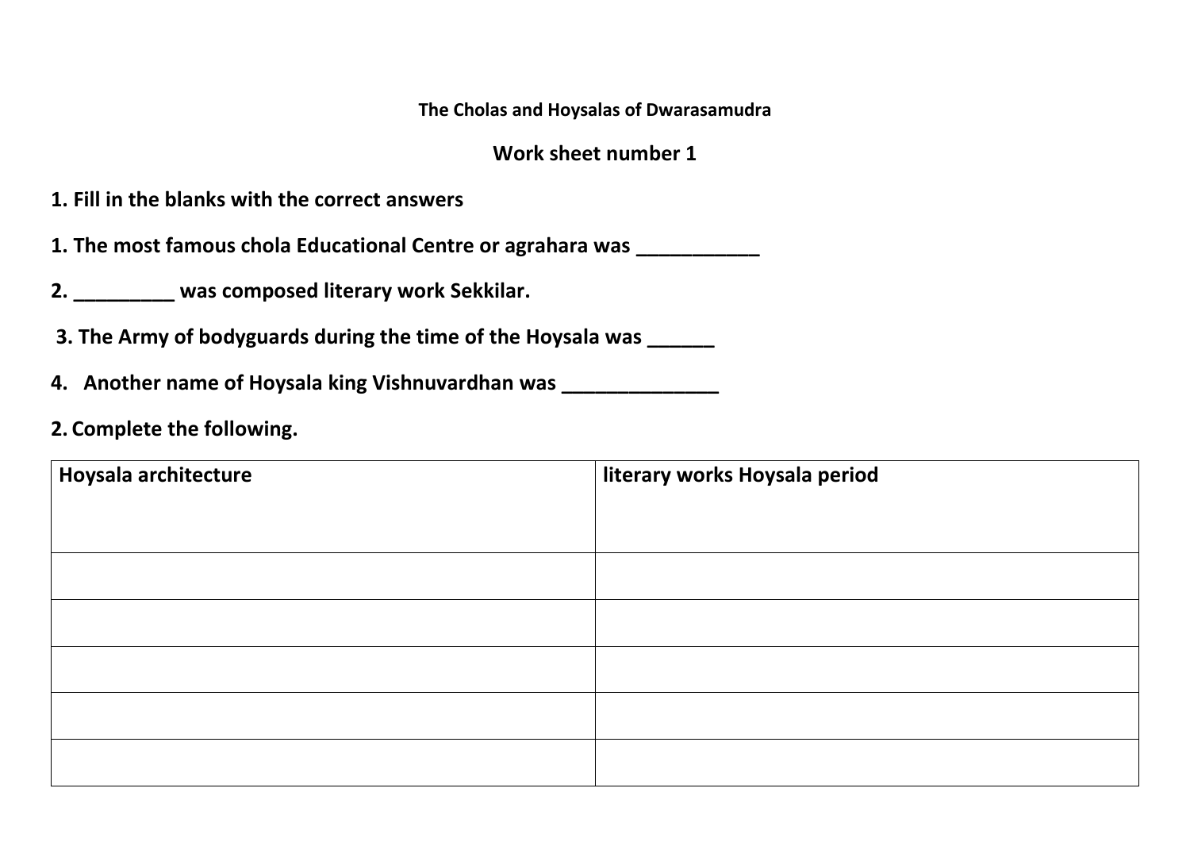**The Cholas and Hoysalas of Dwarasamudra**

**Work sheet number 1**

**1. Fill in the blanks with the correct answers**

**1. The most famous chola Educational Centre or agrahara was ___________**

**2. _________ was composed literary work Sekkilar.**

**3. The Army of bodyguards during the time of the Hoysala was ______**

**4. Another name of Hoysala king Vishnuvardhan was ______________**

**2. Complete the following.**

| Hoysala architecture | literary works Hoysala period |
|---|---|
| | |
| | |
| | |
| | |
| | |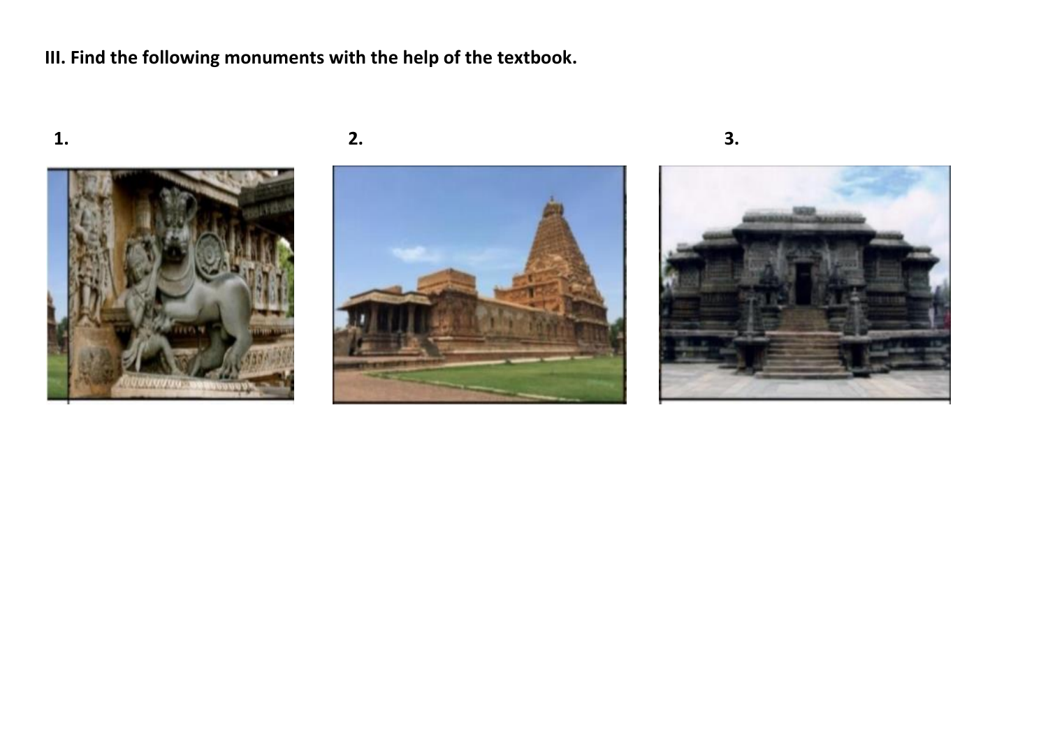**III. Find the following monuments with the help of the textbook.**

**1.**

**2.**

**3.**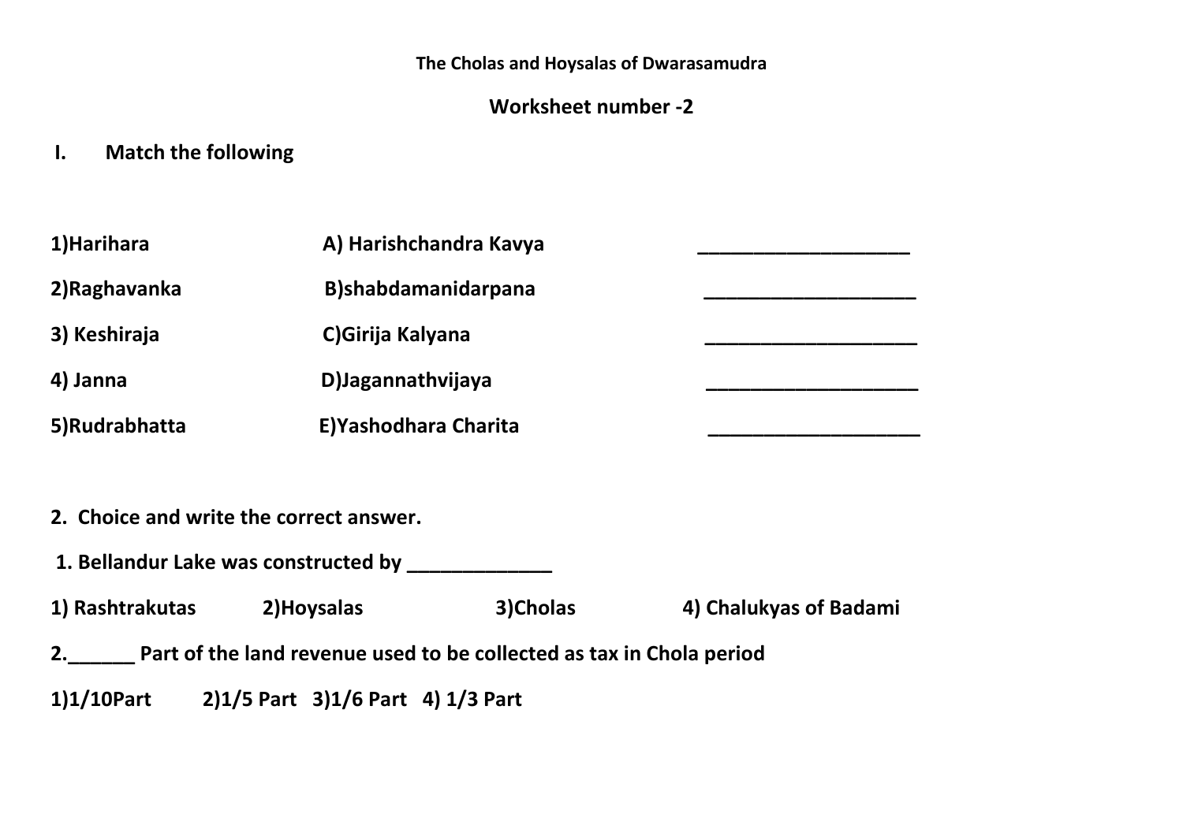The Cholas and Hoysalas of Dwarasamudra

Worksheet number -2

## I. Match the following

| | | |
|---|---|---|
| 1)Harihara | A) Harishchandra Kavya | ____________________ |
| 2)Raghavanka | B)shabdamanidarpana | ____________________ |
| 3) Keshiraja | C)Girija Kalyana | ____________________ |
| 4) Janna | D)Jagannathvijaya | ____________________ |
| 5)Rudrabhatta | E)Yashodhara Charita | ____________________ |

## 2. Choice and write the correct answer.

1. Bellandur Lake was constructed by _____________

1) Rashtrakutas 2)Hoysalas 3)Cholas 4) Chalukyas of Badami

2.______ Part of the land revenue used to be collected as tax in Chola period

1)1/10Part 2)1/5 Part 3)1/6 Part 4) 1/3 Part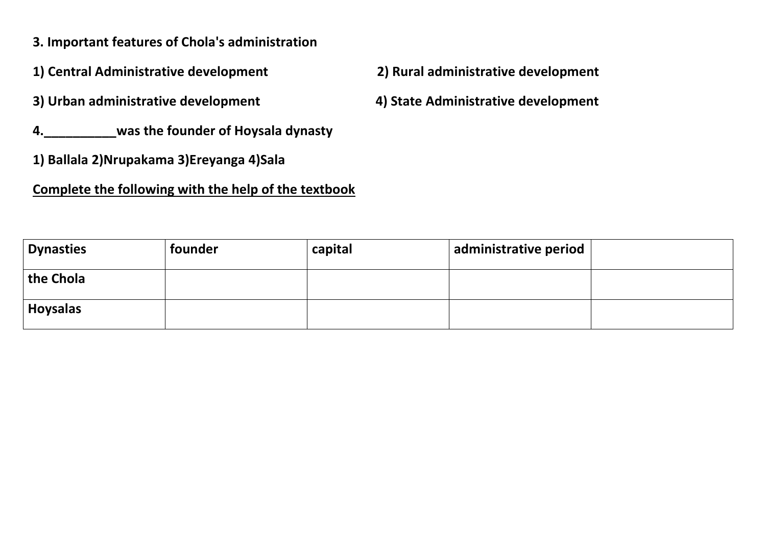**3. Important features of Chola's administration**

**1) Central Administrative development** **2) Rural administrative development**

**3) Urban administrative development** **4) State Administrative development**

**4.\_\_\_\_\_\_\_\_\_\_\_was the founder of Hoysala dynasty**

**1) Ballala 2)Nrupakama 3)Ereyanga 4)Sala**

**<u>Complete the following with the help of the textbook</u>**

| Dynasties | founder | capital | administrative period | |
|---|---|---|---|---|
| the Chola | | | | |
| Hoysalas | | | | |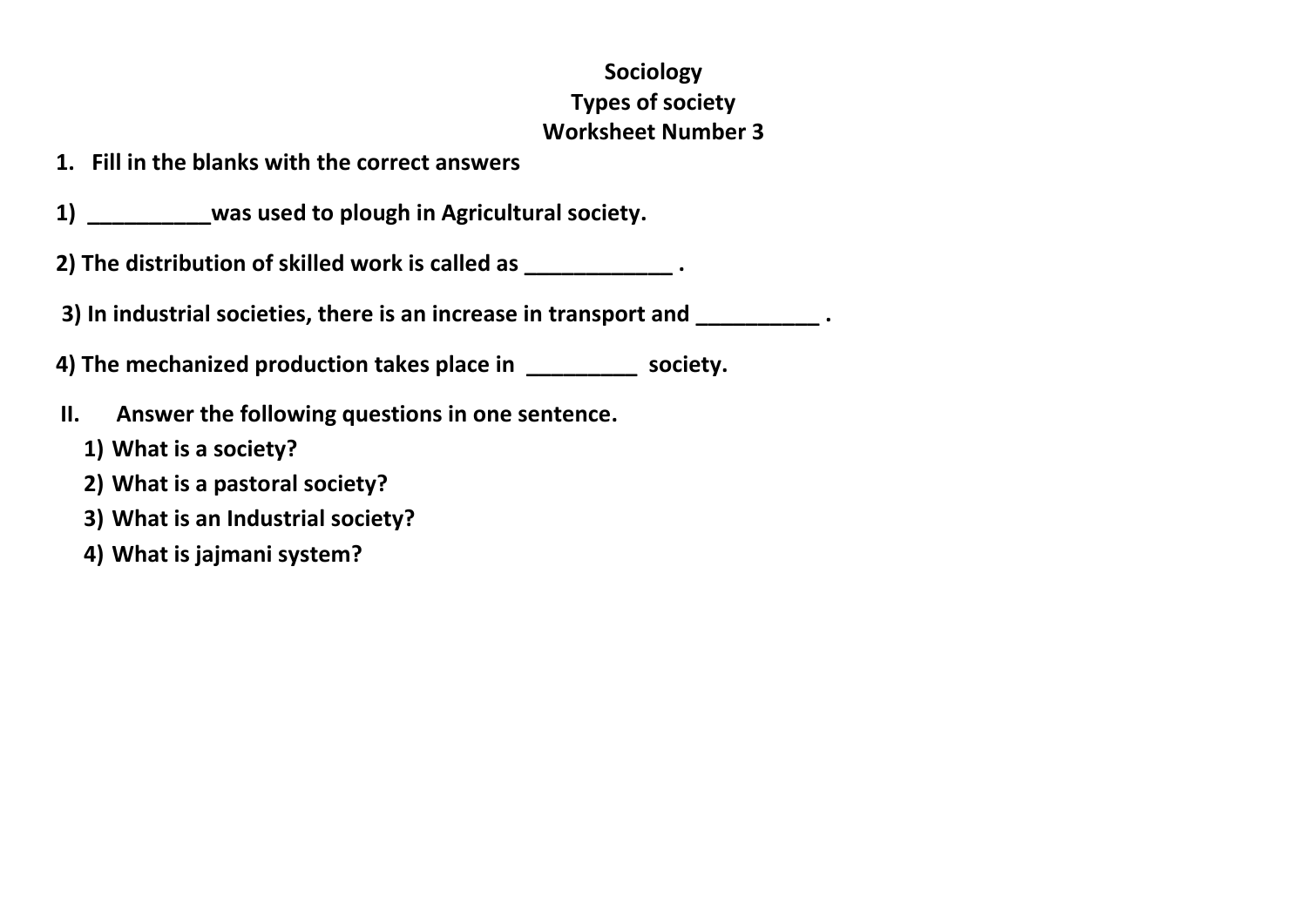# Sociology
## Types of society
## Worksheet Number 3

**1. Fill in the blanks with the correct answers**

**1) __________was used to plough in Agricultural society.**

**2) The distribution of skilled work is called as ____________ .**

**3) In industrial societies, there is an increase in transport and __________ .**

**4) The mechanized production takes place in _________ society.**

**II. Answer the following questions in one sentence.**

1) **What is a society?**
2) **What is a pastoral society?**
3) **What is an Industrial society?**
4) **What is jajmani system?**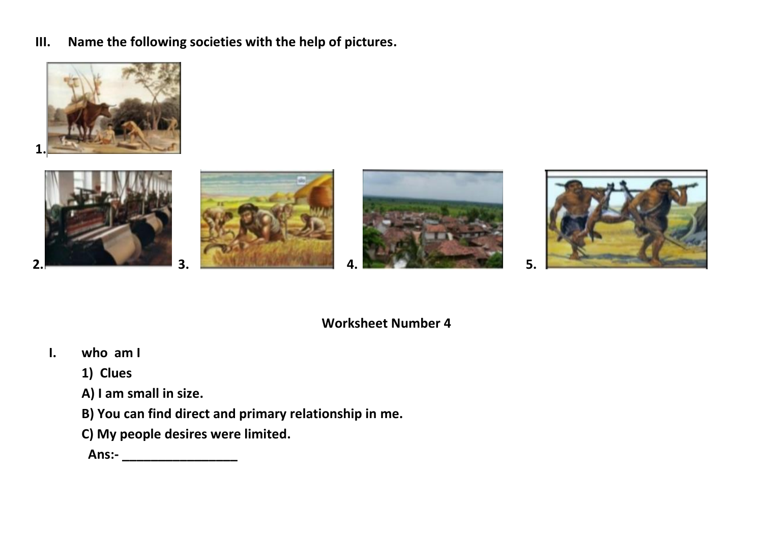III. **Name the following societies with the help of pictures.**

1.

2. 3. 4. 5.

## Worksheet Number 4

I. **who am I**

1) **Clues**

**A) I am small in size.**

**B) You can find direct and primary relationship in me.**

**C) My people desires were limited.**

**Ans:- _________________**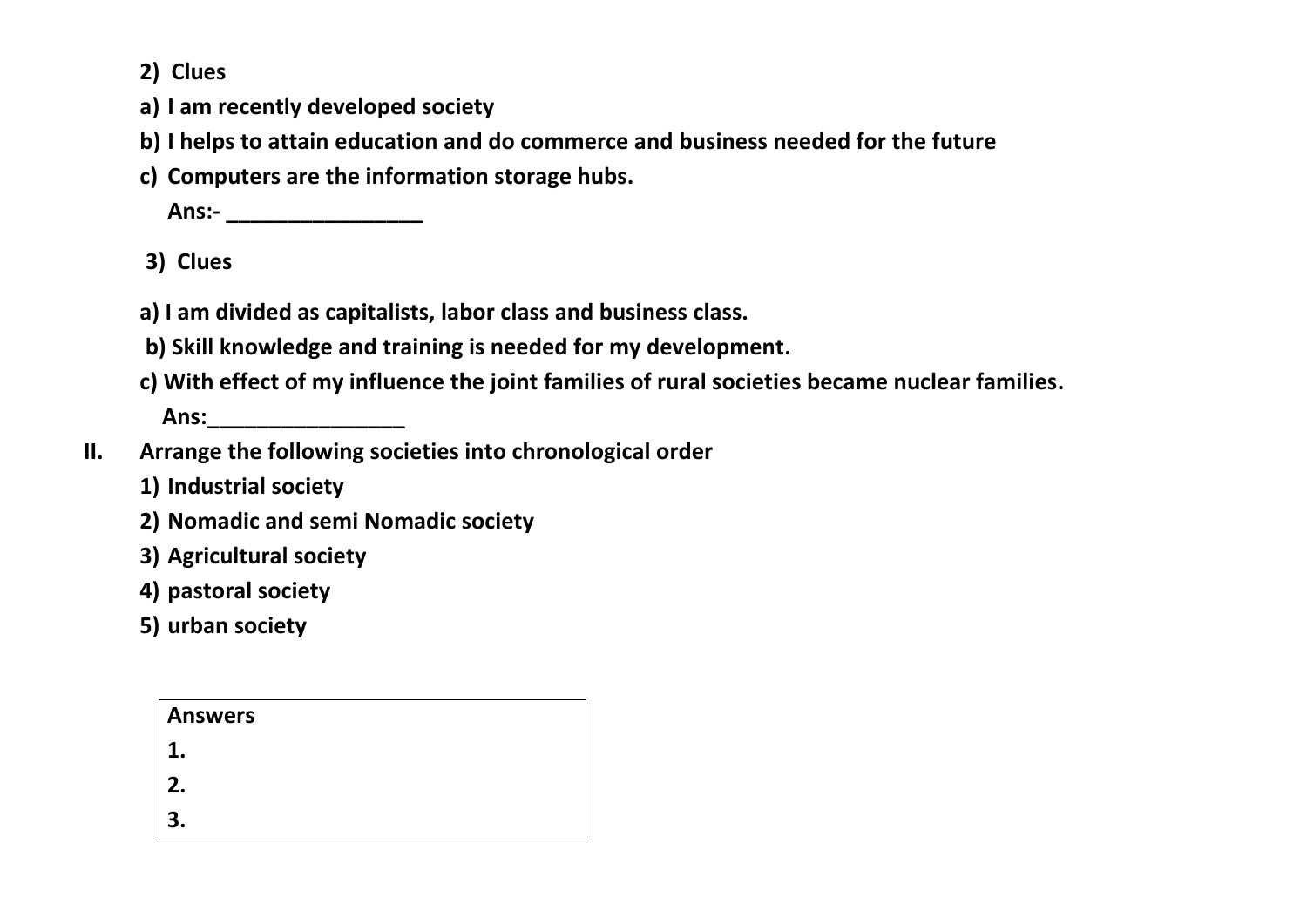**2) Clues**

**a) I am recently developed society**

**b) I helps to attain education and do commerce and business needed for the future**

**c) Computers are the information storage hubs.**

**Ans:- ________________**

**3) Clues**

**a) I am divided as capitalists, labor class and business class.**

**b) Skill knowledge and training is needed for my development.**

**c) With effect of my influence the joint families of rural societies became nuclear families.**

**Ans:________________**

**II. Arrange the following societies into chronological order**

1) **Industrial society**
2) **Nomadic and semi Nomadic society**
3) **Agricultural society**
4) **pastoral society**
5) **urban society**

| **Answers** |
|---|
| **1.** |
| **2.** |
| **3.** |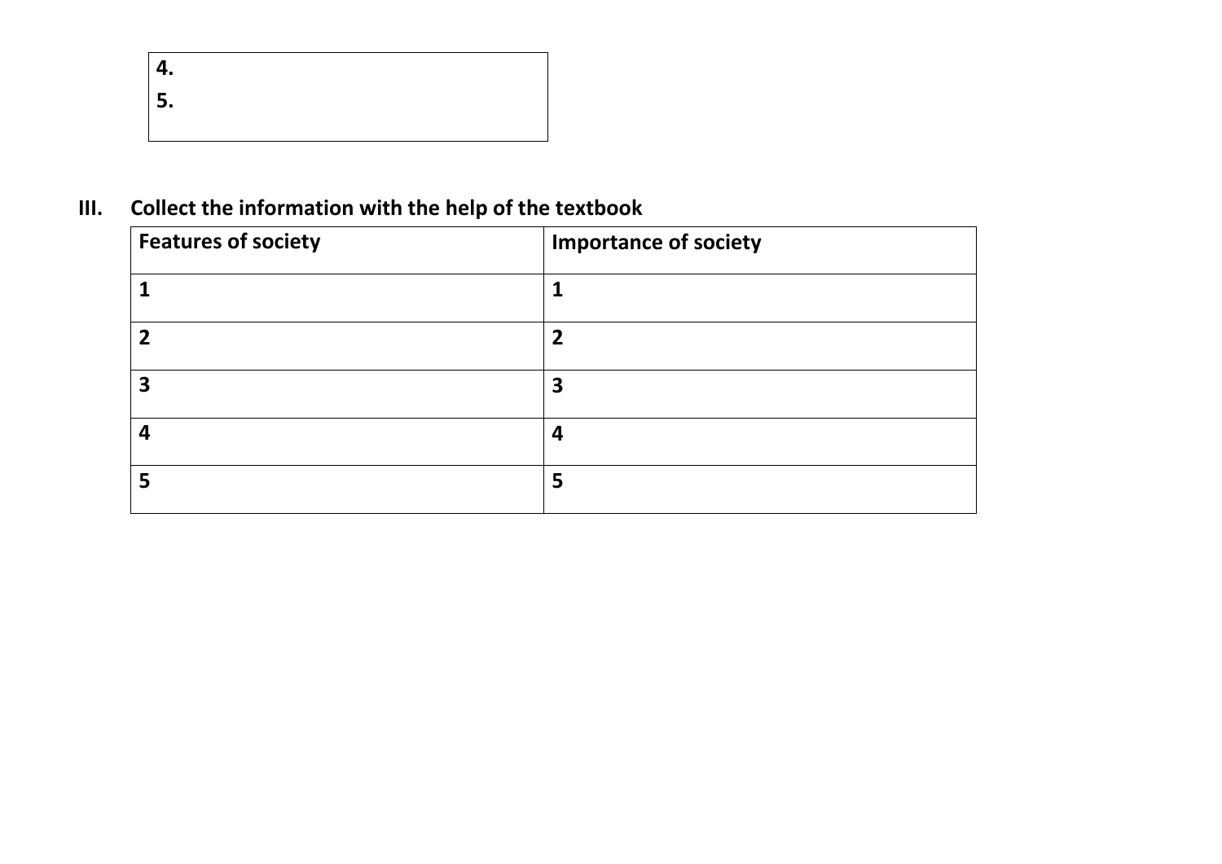**4.**

**5.**

## III. Collect the information with the help of the textbook

| Features of society | Importance of society |
| --- | --- |
| **1** | **1** |
| **2** | **2** |
| **3** | **3** |
| **4** | **4** |
| **5** | **5** |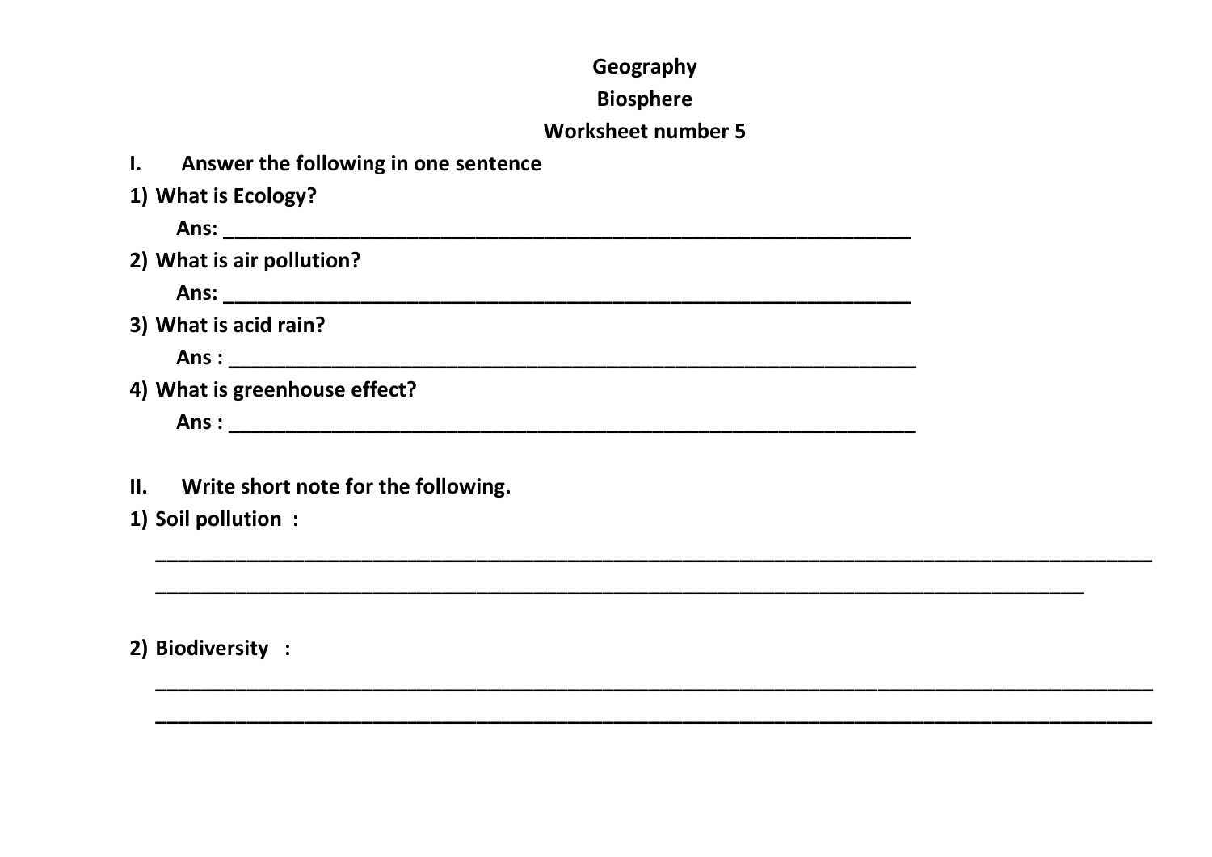**Geography**

**Biosphere**

**Worksheet number 5**

**I. Answer the following in one sentence**

**1) What is Ecology?**

**Ans: ________________________________________________________________**

**2) What is air pollution?**

**Ans: ________________________________________________________________**

**3) What is acid rain?**

**Ans : ________________________________________________________________**

**4) What is greenhouse effect?**

**Ans : ________________________________________________________________**

**II. Write short note for the following.**

**1) Soil pollution :**

______________________________________________________________________________________

____________________________________________________________________________

**2) Biodiversity :**

______________________________________________________________________________________

______________________________________________________________________________________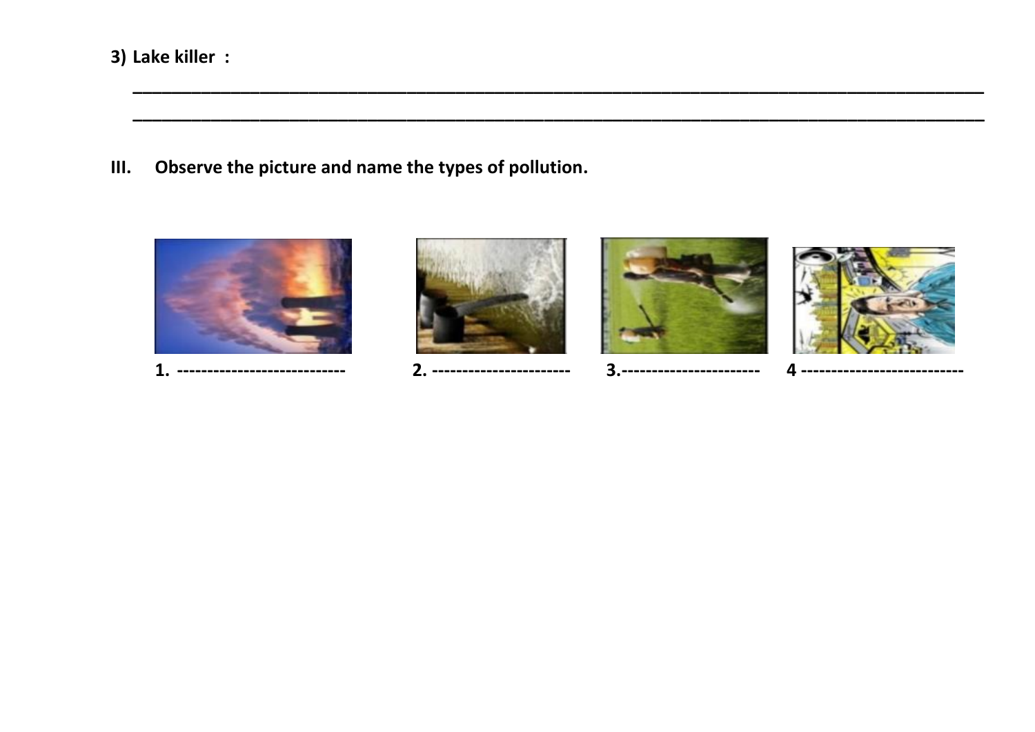3) **Lake killer :**

____________________________________________________________________________________

____________________________________________________________________________________

**III. Observe the picture and name the types of pollution.**

**1. ----------------------------  2. -----------------------  3.-----------------------  4 --------------------------**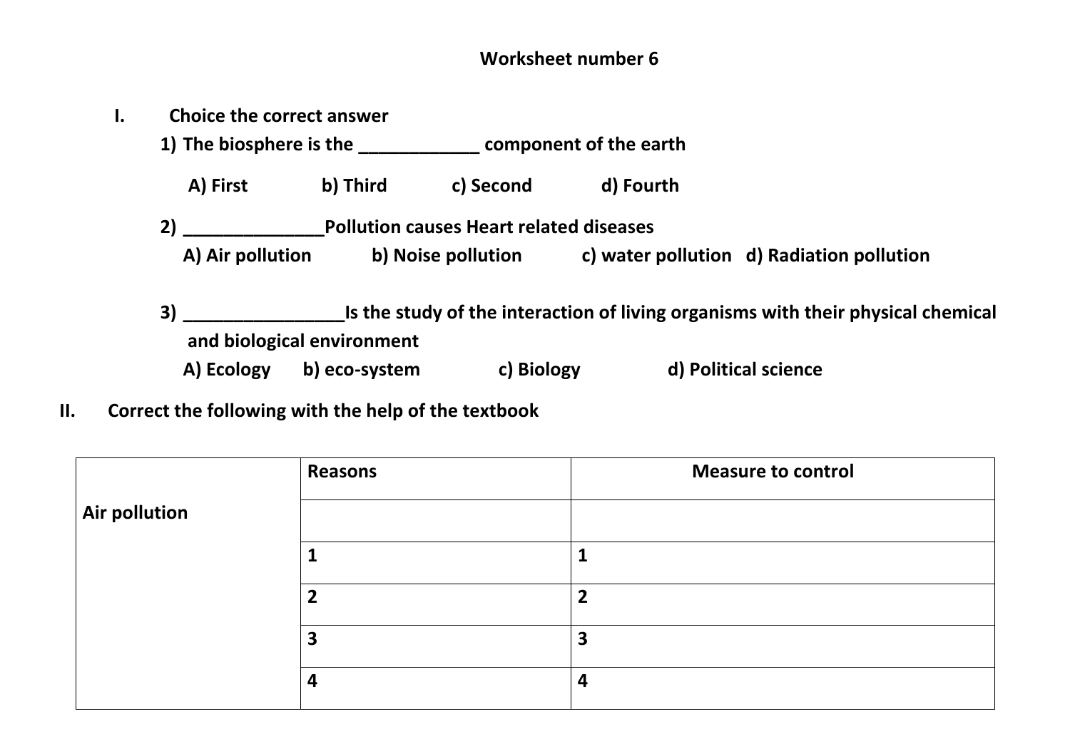**Worksheet number 6**

I. **Choice the correct answer**

1) **The biosphere is the ____________ component of the earth**

   A) First b) Third c) Second d) Fourth

2) **______________Pollution causes Heart related diseases**

   A) Air pollution b) Noise pollution c) water pollution d) Radiation pollution

3) **________________Is the study of the interaction of living organisms with their physical chemical and biological environment**

   A) Ecology b) eco-system c) Biology d) Political science

II. **Correct the following with the help of the textbook**

| | Reasons | Measure to control |
|---|---|---|
| Air pollution | | |
| | 1 | 1 |
| | 2 | 2 |
| | 3 | 3 |
| | 4 | 4 |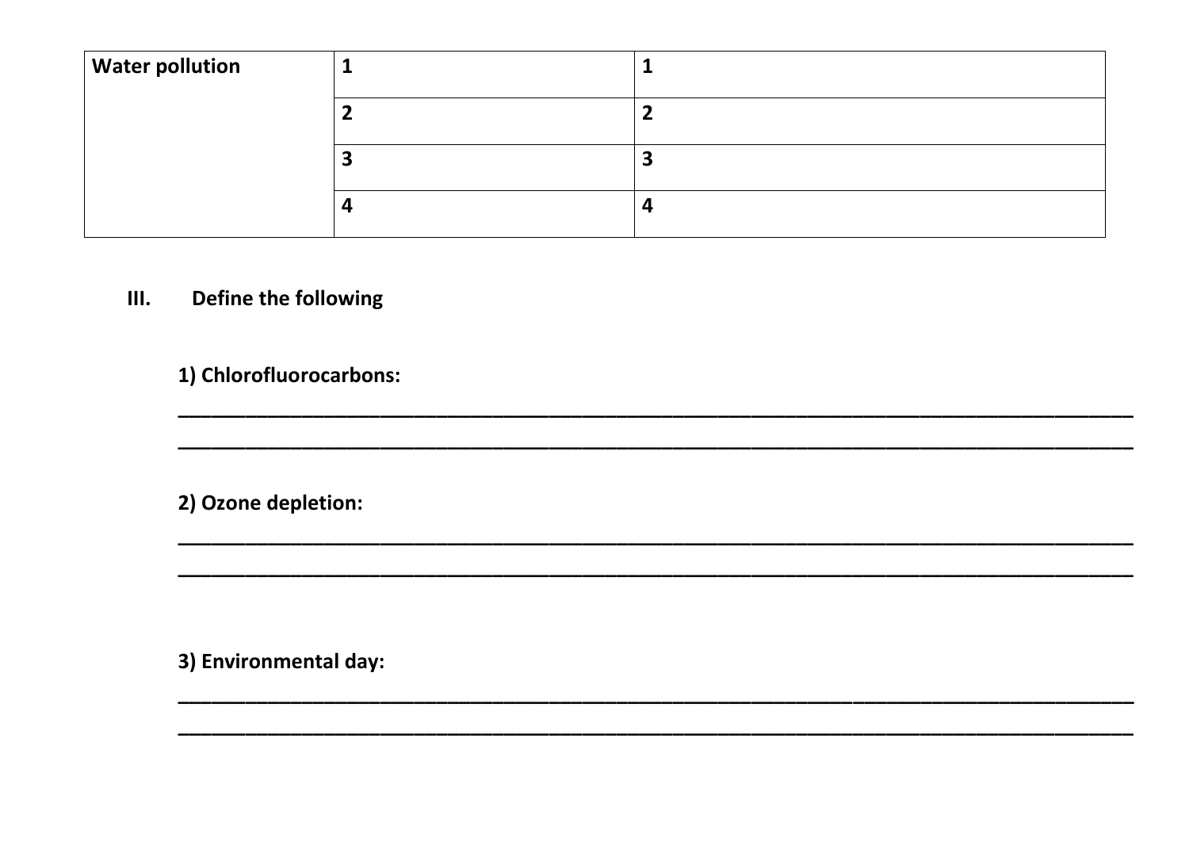| Water pollution | 1 | 1 |
| --- | --- | --- |
| | 2 | 2 |
| | 3 | 3 |
| | 4 | 4 |

**III. Define the following**

**1) Chlorofluorocarbons:**

______________________________________________________________________________

______________________________________________________________________________

**2) Ozone depletion:**

______________________________________________________________________________

______________________________________________________________________________

**3) Environmental day:**

______________________________________________________________________________

______________________________________________________________________________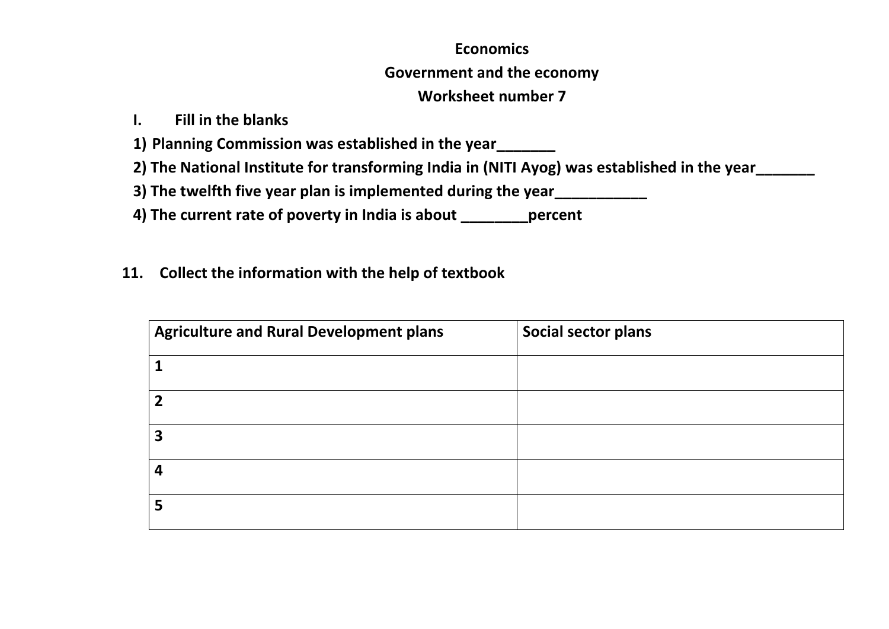**Economics**

**Government and the economy**

**Worksheet number 7**

**I. Fill in the blanks**

**1) Planning Commission was established in the year_______**

**2) The National Institute for transforming India in (NITI Ayog) was established in the year_______**

**3) The twelfth five year plan is implemented during the year___________**

**4) The current rate of poverty in India is about ________percent**

**11. Collect the information with the help of textbook**

| Agriculture and Rural Development plans | Social sector plans |
|---|---|
| 1 | |
| 2 | |
| 3 | |
| 4 | |
| 5 | |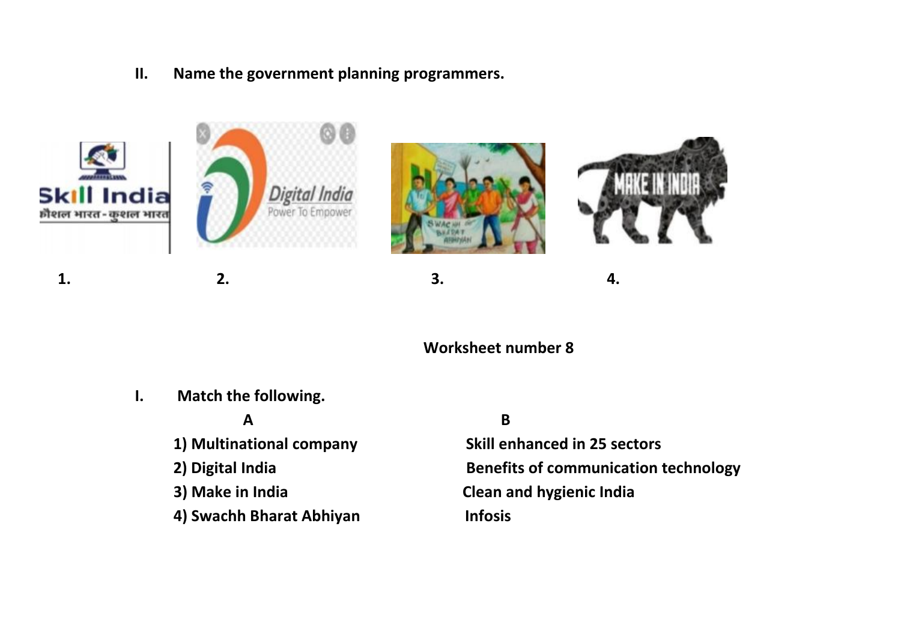II. **Name the government planning programmers.**

1. 2. 3. 4.

**Worksheet number 8**

I. **Match the following.**

| A | B |
| --- | --- |
| 1) Multinational company | Skill enhanced in 25 sectors |
| 2) Digital India | Benefits of communication technology |
| 3) Make in India | Clean and hygienic India |
| 4) Swachh Bharat Abhiyan | Infosis |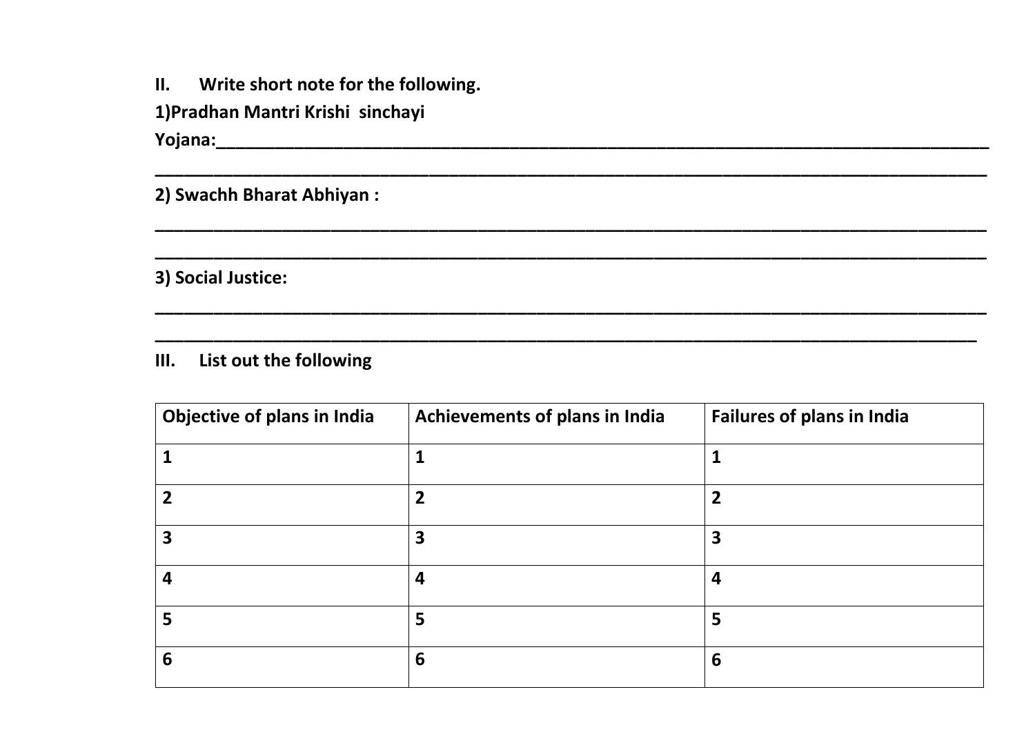**II. Write short note for the following.**

**1)Pradhan Mantri Krishi sinchayi Yojana:**\_\_\_\_\_\_\_\_\_\_\_\_\_\_\_\_\_\_\_\_\_\_\_\_\_\_\_\_\_\_\_\_\_\_\_\_\_\_\_\_\_\_\_\_\_\_\_\_\_\_\_\_\_\_\_\_\_\_\_\_\_\_\_\_\_\_\_\_\_\_\_\_\_\_

\_\_\_\_\_\_\_\_\_\_\_\_\_\_\_\_\_\_\_\_\_\_\_\_\_\_\_\_\_\_\_\_\_\_\_\_\_\_\_\_\_\_\_\_\_\_\_\_\_\_\_\_\_\_\_\_\_\_\_\_\_\_\_\_\_\_\_\_\_\_\_\_\_\_\_\_\_\_\_\_

**2) Swachh Bharat Abhiyan :**

\_\_\_\_\_\_\_\_\_\_\_\_\_\_\_\_\_\_\_\_\_\_\_\_\_\_\_\_\_\_\_\_\_\_\_\_\_\_\_\_\_\_\_\_\_\_\_\_\_\_\_\_\_\_\_\_\_\_\_\_\_\_\_\_\_\_\_\_\_\_\_\_\_\_\_\_\_\_\_\_

\_\_\_\_\_\_\_\_\_\_\_\_\_\_\_\_\_\_\_\_\_\_\_\_\_\_\_\_\_\_\_\_\_\_\_\_\_\_\_\_\_\_\_\_\_\_\_\_\_\_\_\_\_\_\_\_\_\_\_\_\_\_\_\_\_\_\_\_\_\_\_\_\_\_\_\_\_\_\_\_

**3) Social Justice:**

\_\_\_\_\_\_\_\_\_\_\_\_\_\_\_\_\_\_\_\_\_\_\_\_\_\_\_\_\_\_\_\_\_\_\_\_\_\_\_\_\_\_\_\_\_\_\_\_\_\_\_\_\_\_\_\_\_\_\_\_\_\_\_\_\_\_\_\_\_\_\_\_\_\_\_\_\_\_\_\_

\_\_\_\_\_\_\_\_\_\_\_\_\_\_\_\_\_\_\_\_\_\_\_\_\_\_\_\_\_\_\_\_\_\_\_\_\_\_\_\_\_\_\_\_\_\_\_\_\_\_\_\_\_\_\_\_\_\_\_\_\_\_\_\_\_\_\_\_\_\_\_\_\_\_\_\_\_\_\_

**III. List out the following**

| Objective of plans in India | Achievements of plans in India | Failures of plans in India |
| --- | --- | --- |
| 1 | 1 | 1 |
| 2 | 2 | 2 |
| 3 | 3 | 3 |
| 4 | 4 | 4 |
| 5 | 5 | 5 |
| 6 | 6 | 6 |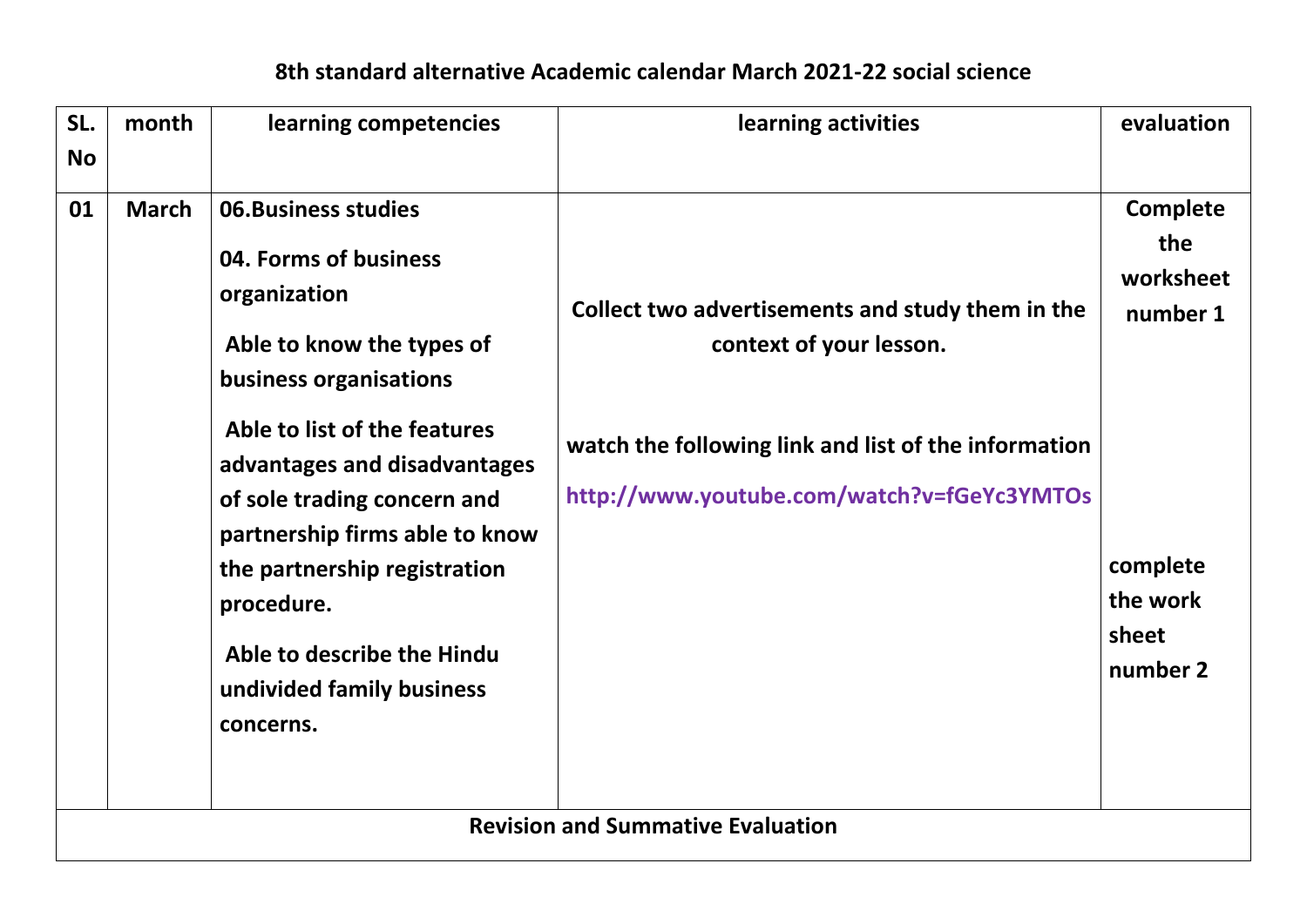# 8th standard alternative Academic calendar March 2021-22 social science

| SL. No | month | learning competencies | learning activities | evaluation |
|---|---|---|---|---|
| 01 | March | **06.Business studies**<br><br>**04. Forms of business organization**<br><br>Able to know the types of business organisations<br><br>Able to list of the features advantages and disadvantages of sole trading concern and partnership firms able to know the partnership registration procedure.<br><br>Able to describe the Hindu undivided family business concerns. | Collect two advertisements and study them in the context of your lesson.<br><br>watch the following link and list of the information<br>http://www.youtube.com/watch?v=fGeYc3YMTOs | Complete the worksheet number 1<br><br>complete the work sheet number 2 |
| **Revision and Summative Evaluation** | | | | |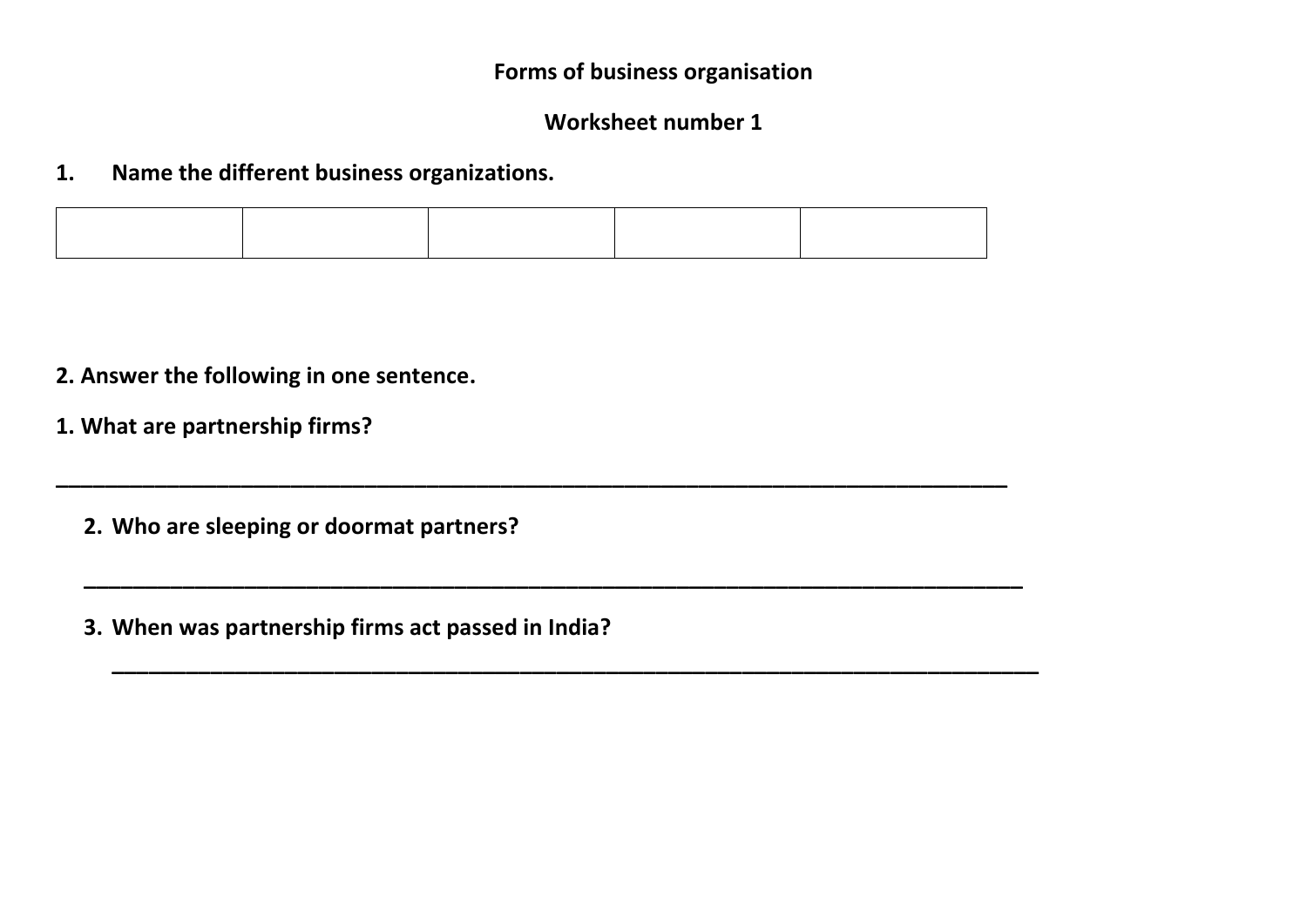# Forms of business organisation

## Worksheet number 1

**1. Name the different business organizations.**

| | | | | |
|---|---|---|---|---|
| | | | | |

**2. Answer the following in one sentence.**

**1. What are partnership firms?**

___________________________________________________________________________

**2. Who are sleeping or doormat partners?**

___________________________________________________________________________

**3. When was partnership firms act passed in India?**

___________________________________________________________________________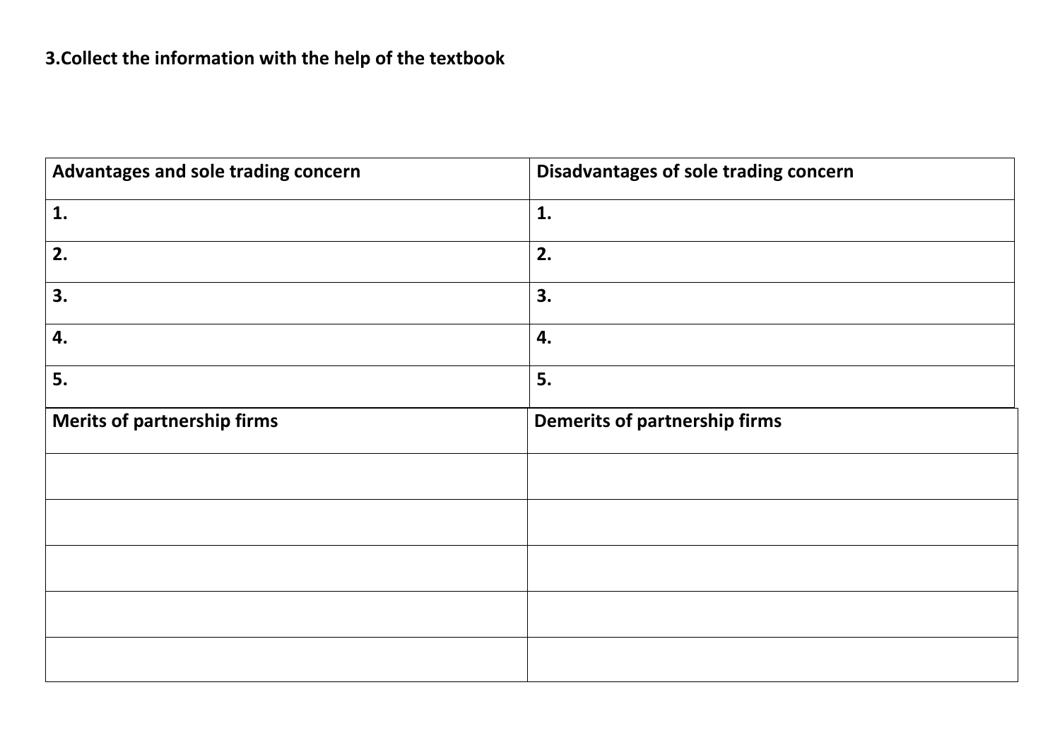**3.Collect the information with the help of the textbook**

| **Advantages and sole trading concern** | **Disadvantages of sole trading concern** |
|---|---|
| **1.** | **1.** |
| **2.** | **2.** |
| **3.** | **3.** |
| **4.** | **4.** |
| **5.** | **5.** |
| **Merits of partnership firms** | **Demerits of partnership firms** |
| | |
| | |
| | |
| | |
| | |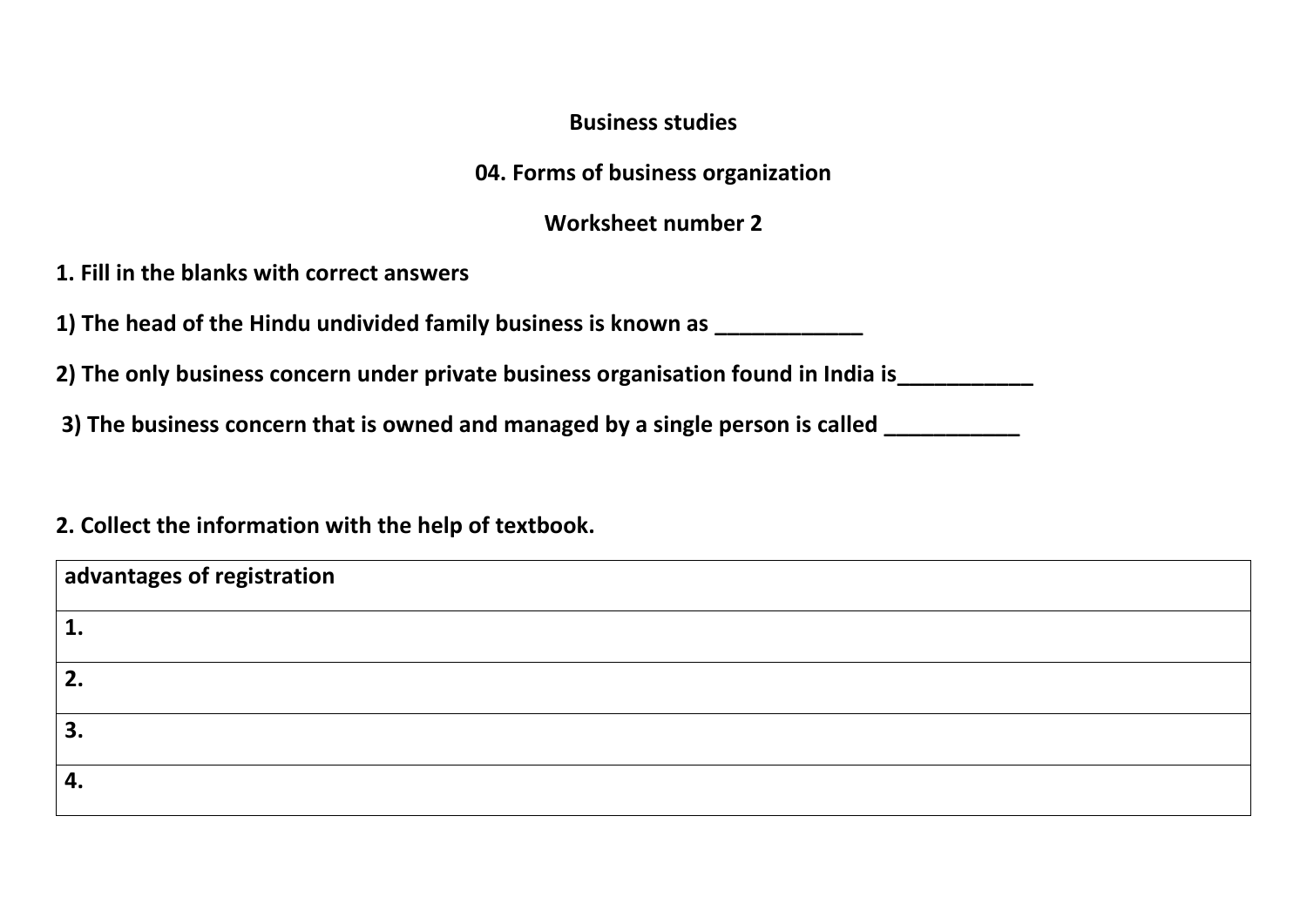**Business studies**

**04. Forms of business organization**

**Worksheet number 2**

**1. Fill in the blanks with correct answers**

**1) The head of the Hindu undivided family business is known as ____________**

**2) The only business concern under private business organisation found in India is___________**

**3) The business concern that is owned and managed by a single person is called ___________**

**2. Collect the information with the help of textbook.**

| advantages of registration |
| --- |
| 1. |
| 2. |
| 3. |
| 4. |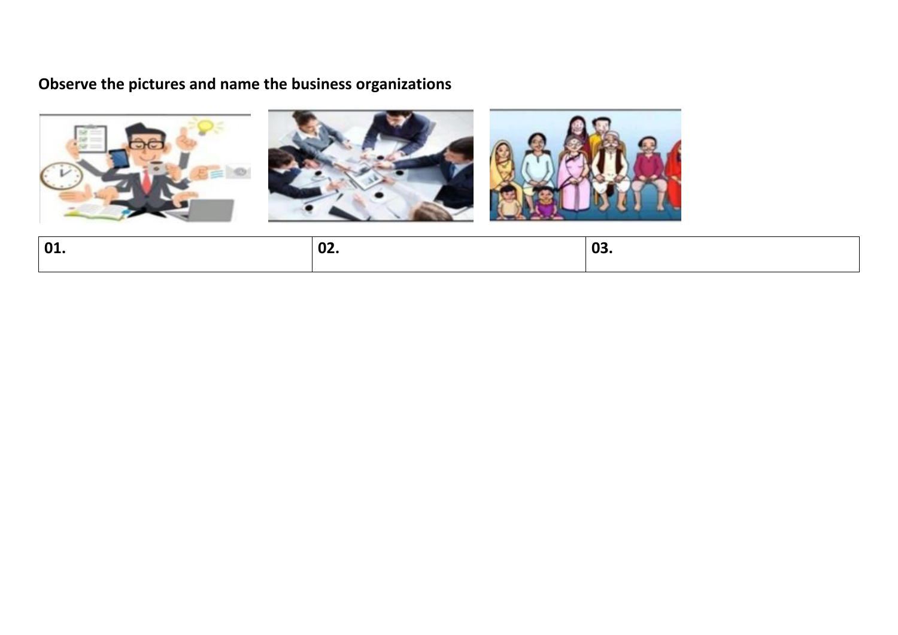**Observe the pictures and name the business organizations**

| | | |
|---|---|---|
| 01. | 02. | 03. |